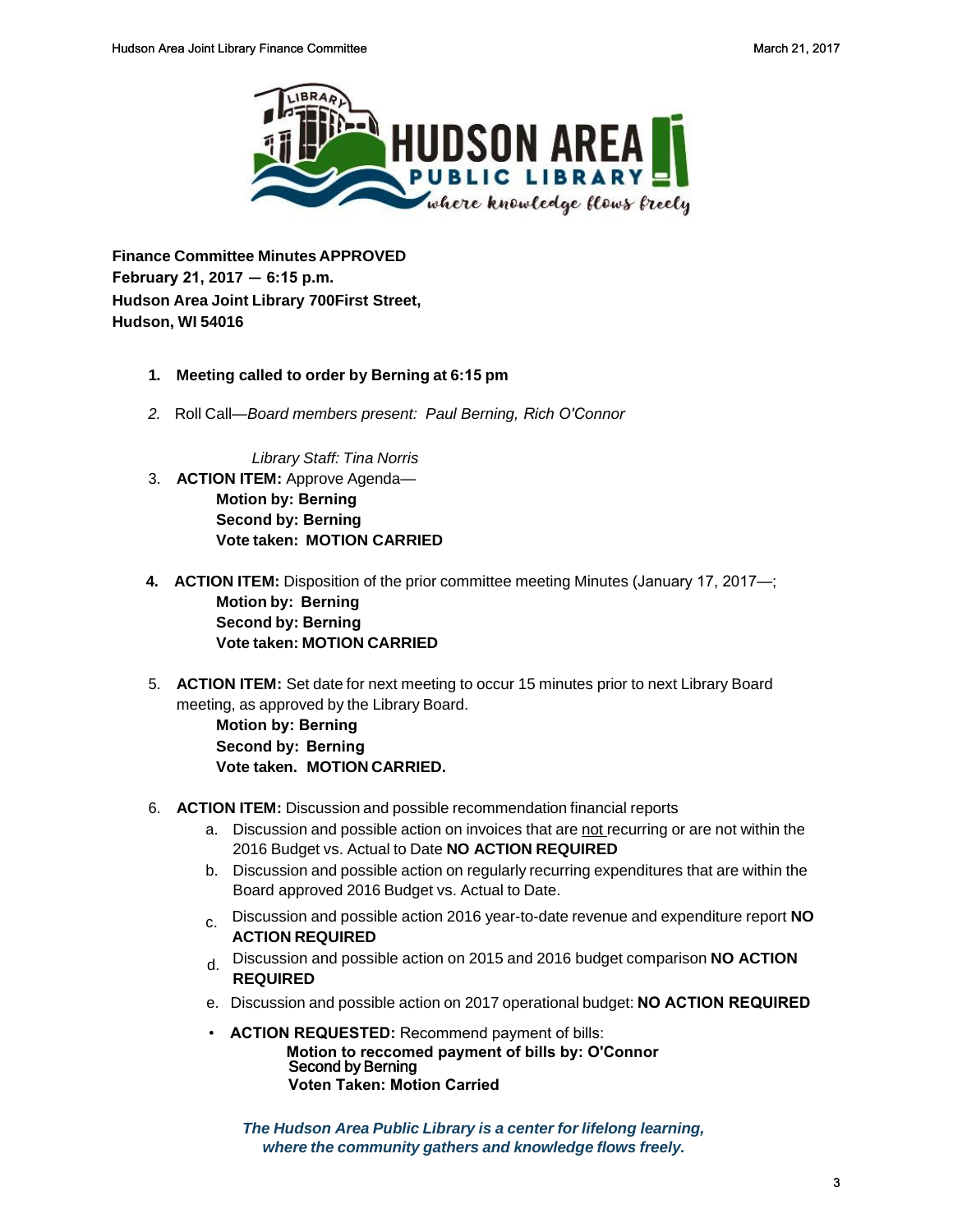**Finance Committee Minutes APPROVED**
**February 21, 2017 — 6:15 p.m.**
**Hudson Area Joint Library 700First Street,**
**Hudson, WI 54016**

1. **Meeting called to order by Berning at 6:15 pm**

2. Roll Call—*Board members present: Paul Berning, Rich O'Connor*

   *Library Staff: Tina Norris*

3. **ACTION ITEM:** Approve Agenda—
   **Motion by: Berning**
   **Second by: Berning**
   **Vote taken: MOTION CARRIED**

4. **ACTION ITEM:** Disposition of the prior committee meeting Minutes (January 17, 2017—;
   **Motion by: Berning**
   **Second by: Berning**
   **Vote taken: MOTION CARRIED**

5. **ACTION ITEM:** Set date for next meeting to occur 15 minutes prior to next Library Board meeting, as approved by the Library Board.
   **Motion by: Berning**
   **Second by: Berning**
   **Vote taken. MOTION CARRIED.**

6. **ACTION ITEM:** Discussion and possible recommendation financial reports
   a. Discussion and possible action on invoices that are not recurring or are not within the 2016 Budget vs. Actual to Date **NO ACTION REQUIRED**
   b. Discussion and possible action on regularly recurring expenditures that are within the Board approved 2016 Budget vs. Actual to Date.
   c. Discussion and possible action 2016 year-to-date revenue and expenditure report **NO ACTION REQUIRED**
   d. Discussion and possible action on 2015 and 2016 budget comparison **NO ACTION REQUIRED**
   e. Discussion and possible action on 2017 operational budget: **NO ACTION REQUIRED**

   - **ACTION REQUESTED:** Recommend payment of bills:
     **Motion to reccomed payment of bills by: O'Connor**
     Second by Berning
     **Voten Taken: Motion Carried**

***The Hudson Area Public Library is a center for lifelong learning, where the community gathers and knowledge flows freely.***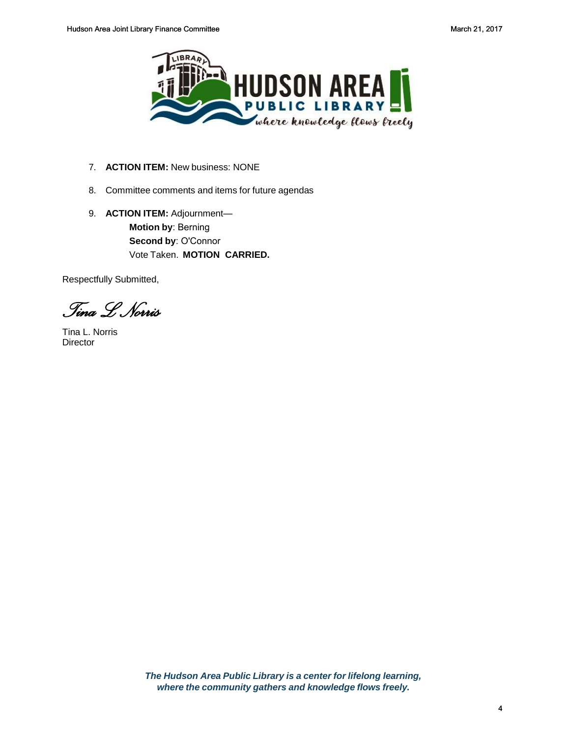7. **ACTION ITEM:** New business: NONE

8. Committee comments and items for future agendas

9. **ACTION ITEM:** Adjournment—
   **Motion by**: Berning
   **Second by**: O'Connor
   Vote Taken. **MOTION CARRIED.**

Respectfully Submitted,

*Tina L Norris*

Tina L. Norris
Director

***The Hudson Area Public Library is a center for lifelong learning, where the community gathers and knowledge flows freely.***